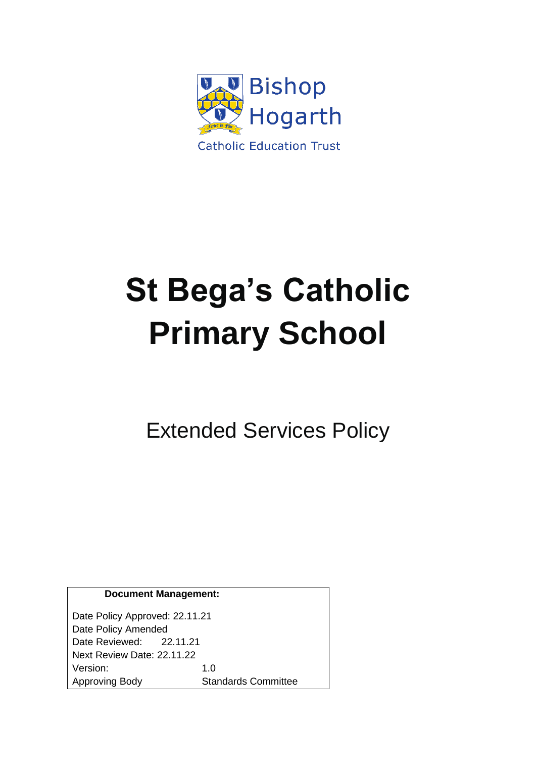Bishop Hogarth

Catholic Education Trust

# St Bega's Catholic Primary School

## Extended Services Policy

**Document Management:**

Date Policy Approved: 22.11.21
Date Policy Amended
Date Reviewed: 22.11.21
Next Review Date: 22.11.22
Version: 1.0
Approving Body Standards Committee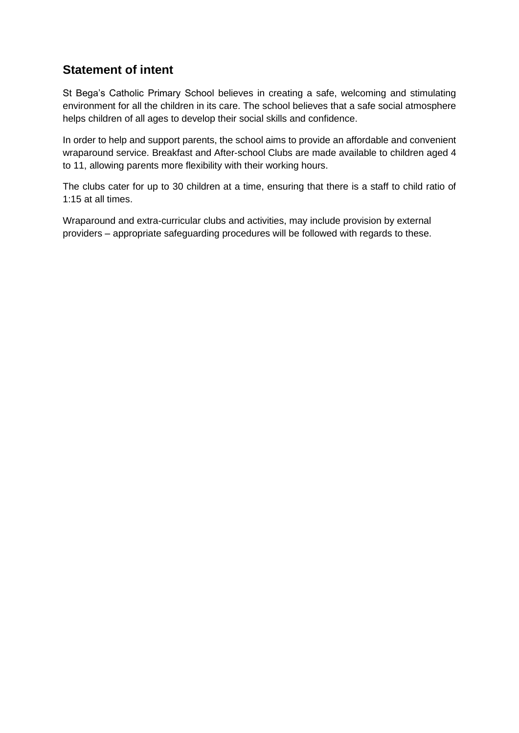## Statement of intent

St Bega's Catholic Primary School believes in creating a safe, welcoming and stimulating environment for all the children in its care. The school believes that a safe social atmosphere helps children of all ages to develop their social skills and confidence.

In order to help and support parents, the school aims to provide an affordable and convenient wraparound service. Breakfast and After-school Clubs are made available to children aged 4 to 11, allowing parents more flexibility with their working hours.

The clubs cater for up to 30 children at a time, ensuring that there is a staff to child ratio of 1:15 at all times.

Wraparound and extra-curricular clubs and activities, may include provision by external providers – appropriate safeguarding procedures will be followed with regards to these.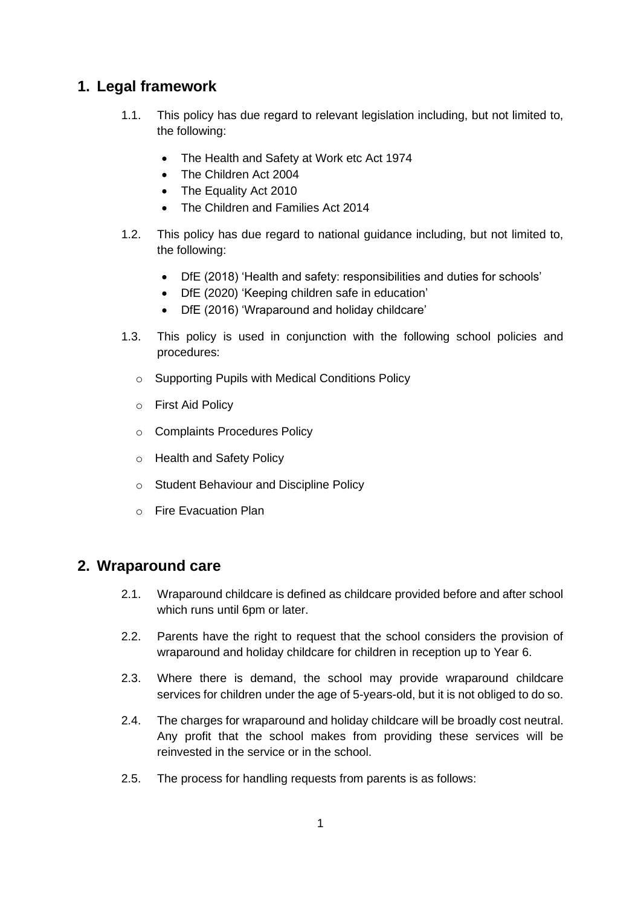## 1. Legal framework

1.1. This policy has due regard to relevant legislation including, but not limited to, the following:

- The Health and Safety at Work etc Act 1974
- The Children Act 2004
- The Equality Act 2010
- The Children and Families Act 2014

1.2. This policy has due regard to national guidance including, but not limited to, the following:

- DfE (2018) 'Health and safety: responsibilities and duties for schools'
- DfE (2020) 'Keeping children safe in education'
- DfE (2016) 'Wraparound and holiday childcare'

1.3. This policy is used in conjunction with the following school policies and procedures:

- Supporting Pupils with Medical Conditions Policy
- First Aid Policy
- Complaints Procedures Policy
- Health and Safety Policy
- Student Behaviour and Discipline Policy
- Fire Evacuation Plan

## 2. Wraparound care

2.1. Wraparound childcare is defined as childcare provided before and after school which runs until 6pm or later.

2.2. Parents have the right to request that the school considers the provision of wraparound and holiday childcare for children in reception up to Year 6.

2.3. Where there is demand, the school may provide wraparound childcare services for children under the age of 5-years-old, but it is not obliged to do so.

2.4. The charges for wraparound and holiday childcare will be broadly cost neutral. Any profit that the school makes from providing these services will be reinvested in the service or in the school.

2.5. The process for handling requests from parents is as follows: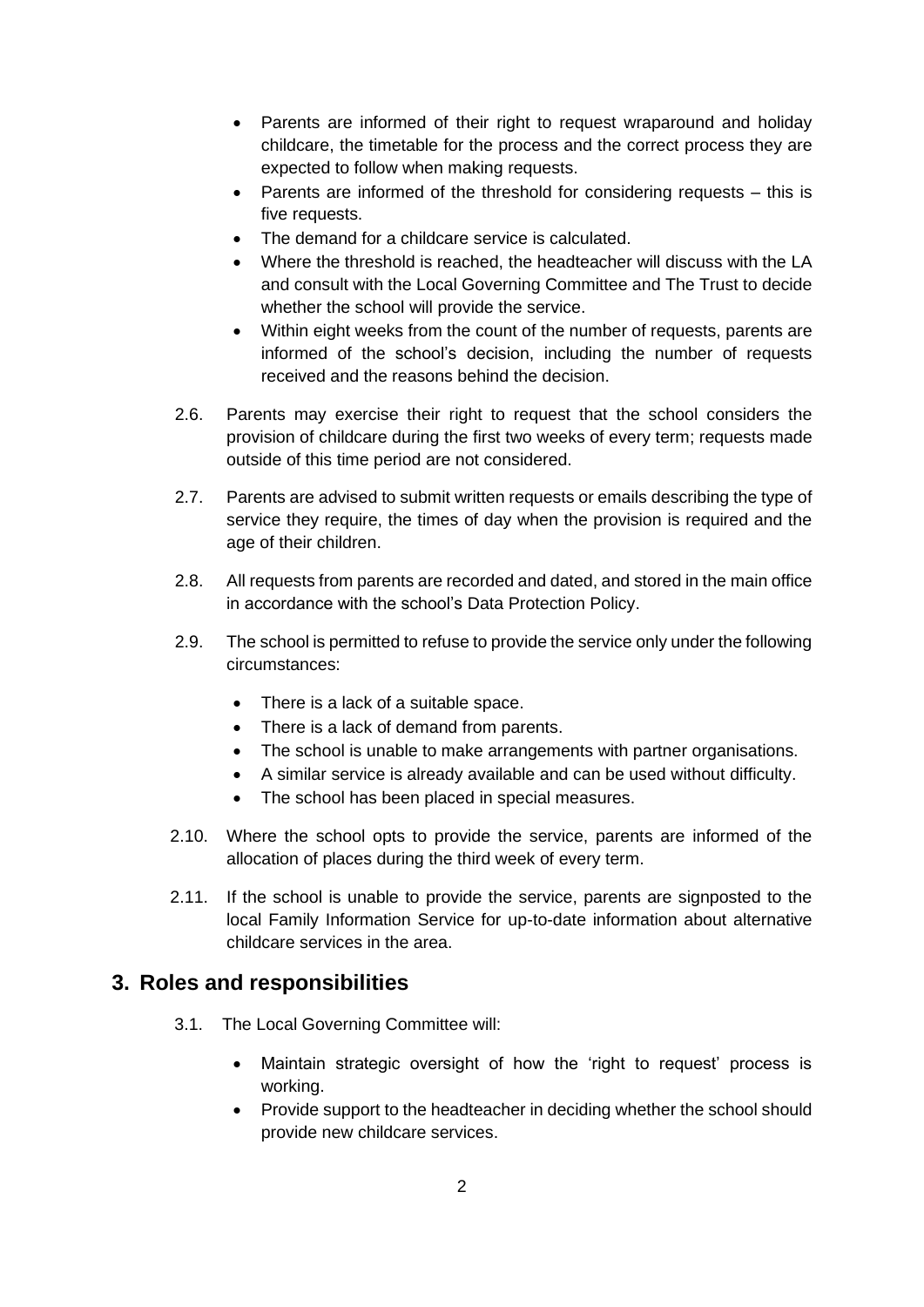- Parents are informed of their right to request wraparound and holiday childcare, the timetable for the process and the correct process they are expected to follow when making requests.
- Parents are informed of the threshold for considering requests – this is five requests.
- The demand for a childcare service is calculated.
- Where the threshold is reached, the headteacher will discuss with the LA and consult with the Local Governing Committee and The Trust to decide whether the school will provide the service.
- Within eight weeks from the count of the number of requests, parents are informed of the school's decision, including the number of requests received and the reasons behind the decision.

2.6. Parents may exercise their right to request that the school considers the provision of childcare during the first two weeks of every term; requests made outside of this time period are not considered.

2.7. Parents are advised to submit written requests or emails describing the type of service they require, the times of day when the provision is required and the age of their children.

2.8. All requests from parents are recorded and dated, and stored in the main office in accordance with the school's Data Protection Policy.

2.9. The school is permitted to refuse to provide the service only under the following circumstances:

- There is a lack of a suitable space.
- There is a lack of demand from parents.
- The school is unable to make arrangements with partner organisations.
- A similar service is already available and can be used without difficulty.
- The school has been placed in special measures.

2.10. Where the school opts to provide the service, parents are informed of the allocation of places during the third week of every term.

2.11. If the school is unable to provide the service, parents are signposted to the local Family Information Service for up-to-date information about alternative childcare services in the area.

## 3. Roles and responsibilities

3.1. The Local Governing Committee will:

- Maintain strategic oversight of how the 'right to request' process is working.
- Provide support to the headteacher in deciding whether the school should provide new childcare services.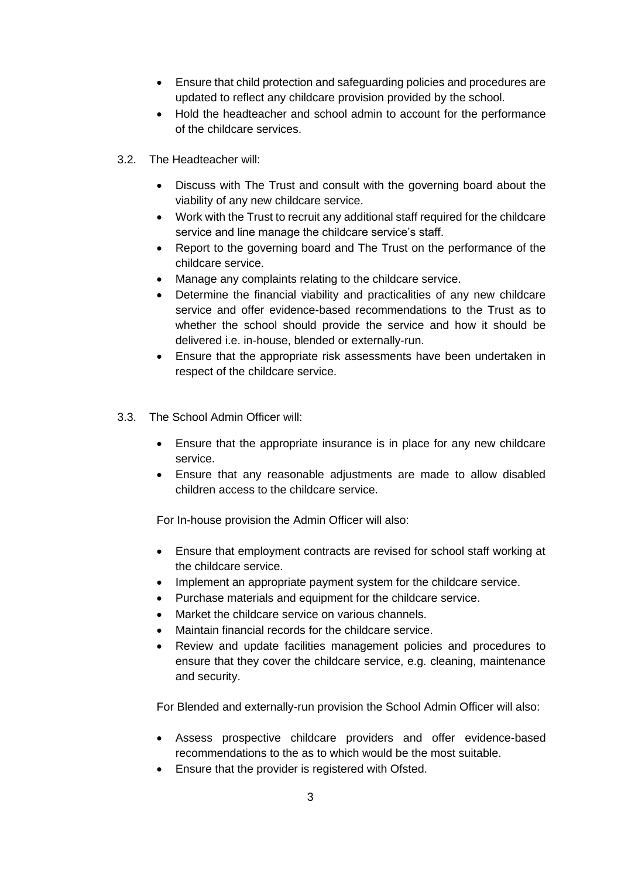- Ensure that child protection and safeguarding policies and procedures are updated to reflect any childcare provision provided by the school.
- Hold the headteacher and school admin to account for the performance of the childcare services.

3.2. The Headteacher will:

- Discuss with The Trust and consult with the governing board about the viability of any new childcare service.
- Work with the Trust to recruit any additional staff required for the childcare service and line manage the childcare service's staff.
- Report to the governing board and The Trust on the performance of the childcare service.
- Manage any complaints relating to the childcare service.
- Determine the financial viability and practicalities of any new childcare service and offer evidence-based recommendations to the Trust as to whether the school should provide the service and how it should be delivered i.e. in-house, blended or externally-run.
- Ensure that the appropriate risk assessments have been undertaken in respect of the childcare service.

3.3. The School Admin Officer will:

- Ensure that the appropriate insurance is in place for any new childcare service.
- Ensure that any reasonable adjustments are made to allow disabled children access to the childcare service.

For In-house provision the Admin Officer will also:

- Ensure that employment contracts are revised for school staff working at the childcare service.
- Implement an appropriate payment system for the childcare service.
- Purchase materials and equipment for the childcare service.
- Market the childcare service on various channels.
- Maintain financial records for the childcare service.
- Review and update facilities management policies and procedures to ensure that they cover the childcare service, e.g. cleaning, maintenance and security.

For Blended and externally-run provision the School Admin Officer will also:

- Assess prospective childcare providers and offer evidence-based recommendations to the as to which would be the most suitable.
- Ensure that the provider is registered with Ofsted.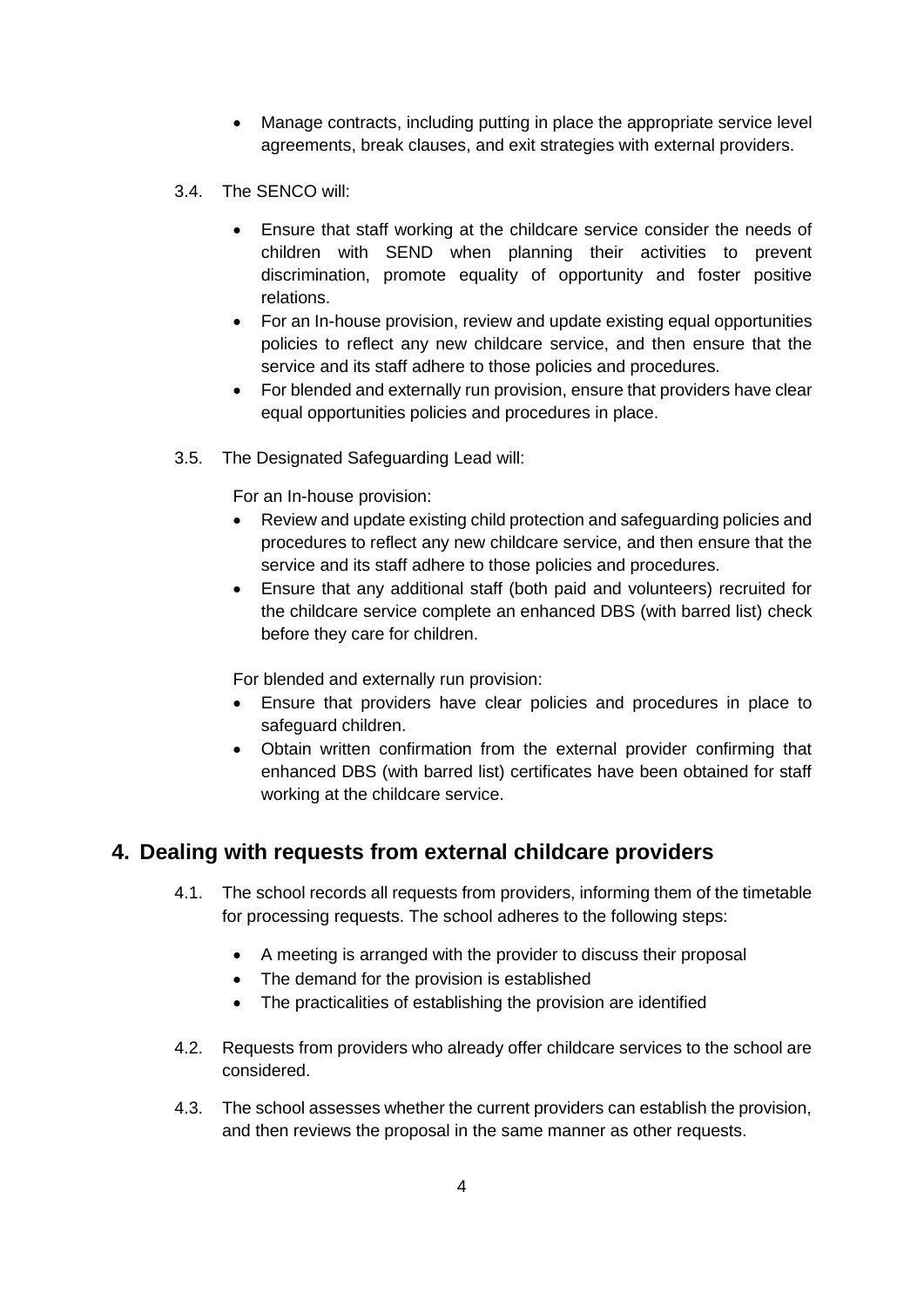- Manage contracts, including putting in place the appropriate service level agreements, break clauses, and exit strategies with external providers.

3.4. The SENCO will:

- Ensure that staff working at the childcare service consider the needs of children with SEND when planning their activities to prevent discrimination, promote equality of opportunity and foster positive relations.
- For an In-house provision, review and update existing equal opportunities policies to reflect any new childcare service, and then ensure that the service and its staff adhere to those policies and procedures.
- For blended and externally run provision, ensure that providers have clear equal opportunities policies and procedures in place.

3.5. The Designated Safeguarding Lead will:

For an In-house provision:

- Review and update existing child protection and safeguarding policies and procedures to reflect any new childcare service, and then ensure that the service and its staff adhere to those policies and procedures.
- Ensure that any additional staff (both paid and volunteers) recruited for the childcare service complete an enhanced DBS (with barred list) check before they care for children.

For blended and externally run provision:

- Ensure that providers have clear policies and procedures in place to safeguard children.
- Obtain written confirmation from the external provider confirming that enhanced DBS (with barred list) certificates have been obtained for staff working at the childcare service.

## 4. Dealing with requests from external childcare providers

4.1. The school records all requests from providers, informing them of the timetable for processing requests. The school adheres to the following steps:

- A meeting is arranged with the provider to discuss their proposal
- The demand for the provision is established
- The practicalities of establishing the provision are identified

4.2. Requests from providers who already offer childcare services to the school are considered.

4.3. The school assesses whether the current providers can establish the provision, and then reviews the proposal in the same manner as other requests.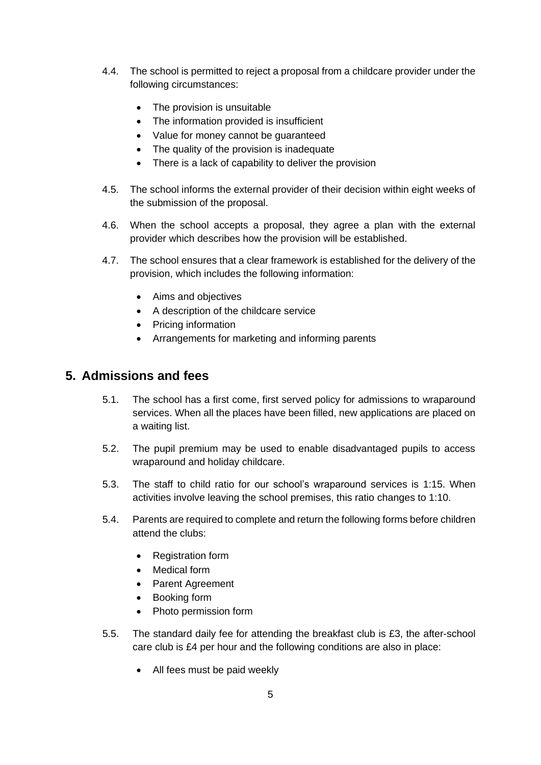4.4. The school is permitted to reject a proposal from a childcare provider under the following circumstances:

- The provision is unsuitable
- The information provided is insufficient
- Value for money cannot be guaranteed
- The quality of the provision is inadequate
- There is a lack of capability to deliver the provision

4.5. The school informs the external provider of their decision within eight weeks of the submission of the proposal.

4.6. When the school accepts a proposal, they agree a plan with the external provider which describes how the provision will be established.

4.7. The school ensures that a clear framework is established for the delivery of the provision, which includes the following information:

- Aims and objectives
- A description of the childcare service
- Pricing information
- Arrangements for marketing and informing parents

## 5. Admissions and fees

5.1. The school has a first come, first served policy for admissions to wraparound services. When all the places have been filled, new applications are placed on a waiting list.

5.2. The pupil premium may be used to enable disadvantaged pupils to access wraparound and holiday childcare.

5.3. The staff to child ratio for our school's wraparound services is 1:15. When activities involve leaving the school premises, this ratio changes to 1:10.

5.4. Parents are required to complete and return the following forms before children attend the clubs:

- Registration form
- Medical form
- Parent Agreement
- Booking form
- Photo permission form

5.5. The standard daily fee for attending the breakfast club is £3, the after-school care club is £4 per hour and the following conditions are also in place:

- All fees must be paid weekly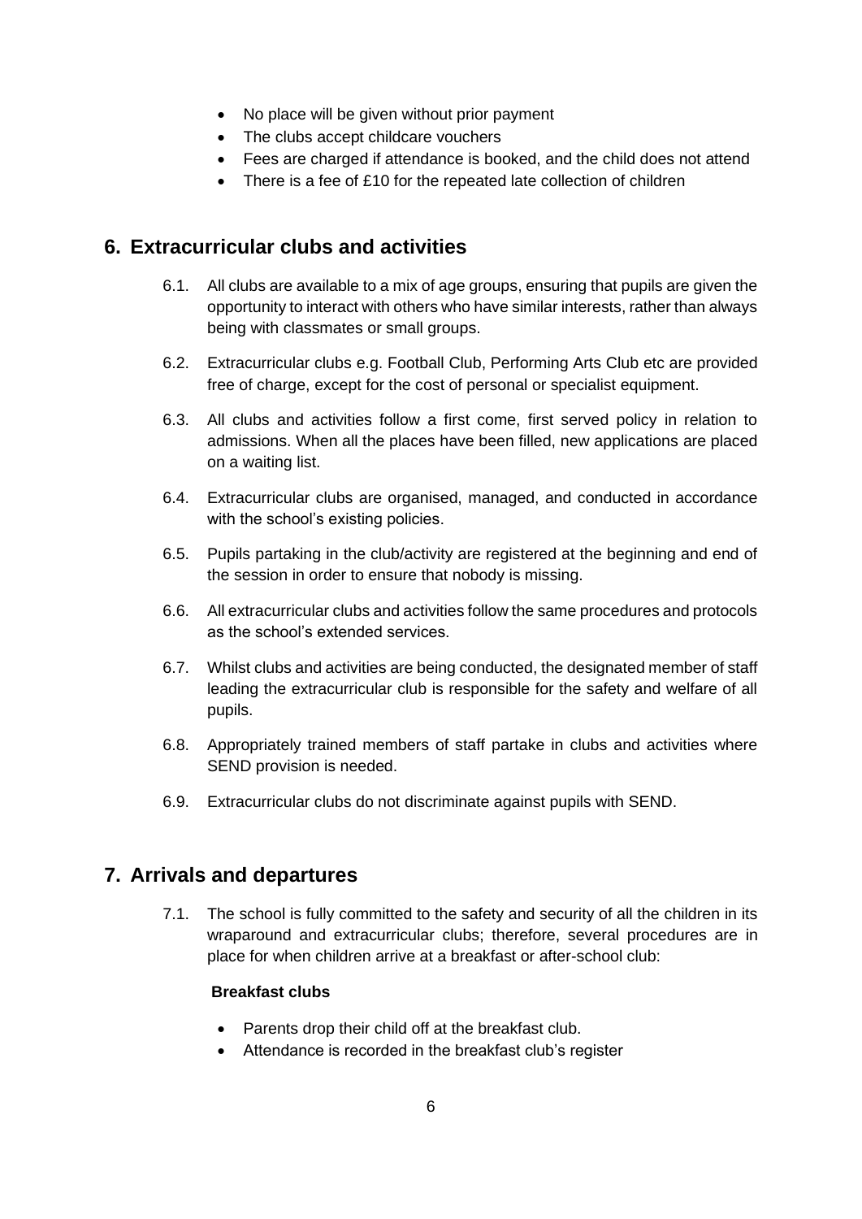- No place will be given without prior payment
- The clubs accept childcare vouchers
- Fees are charged if attendance is booked, and the child does not attend
- There is a fee of £10 for the repeated late collection of children

## 6. Extracurricular clubs and activities

6.1. All clubs are available to a mix of age groups, ensuring that pupils are given the opportunity to interact with others who have similar interests, rather than always being with classmates or small groups.

6.2. Extracurricular clubs e.g. Football Club, Performing Arts Club etc are provided free of charge, except for the cost of personal or specialist equipment.

6.3. All clubs and activities follow a first come, first served policy in relation to admissions. When all the places have been filled, new applications are placed on a waiting list.

6.4. Extracurricular clubs are organised, managed, and conducted in accordance with the school's existing policies.

6.5. Pupils partaking in the club/activity are registered at the beginning and end of the session in order to ensure that nobody is missing.

6.6. All extracurricular clubs and activities follow the same procedures and protocols as the school's extended services.

6.7. Whilst clubs and activities are being conducted, the designated member of staff leading the extracurricular club is responsible for the safety and welfare of all pupils.

6.8. Appropriately trained members of staff partake in clubs and activities where SEND provision is needed.

6.9. Extracurricular clubs do not discriminate against pupils with SEND.

## 7. Arrivals and departures

7.1. The school is fully committed to the safety and security of all the children in its wraparound and extracurricular clubs; therefore, several procedures are in place for when children arrive at a breakfast or after-school club:

**Breakfast clubs**

- Parents drop their child off at the breakfast club.
- Attendance is recorded in the breakfast club's register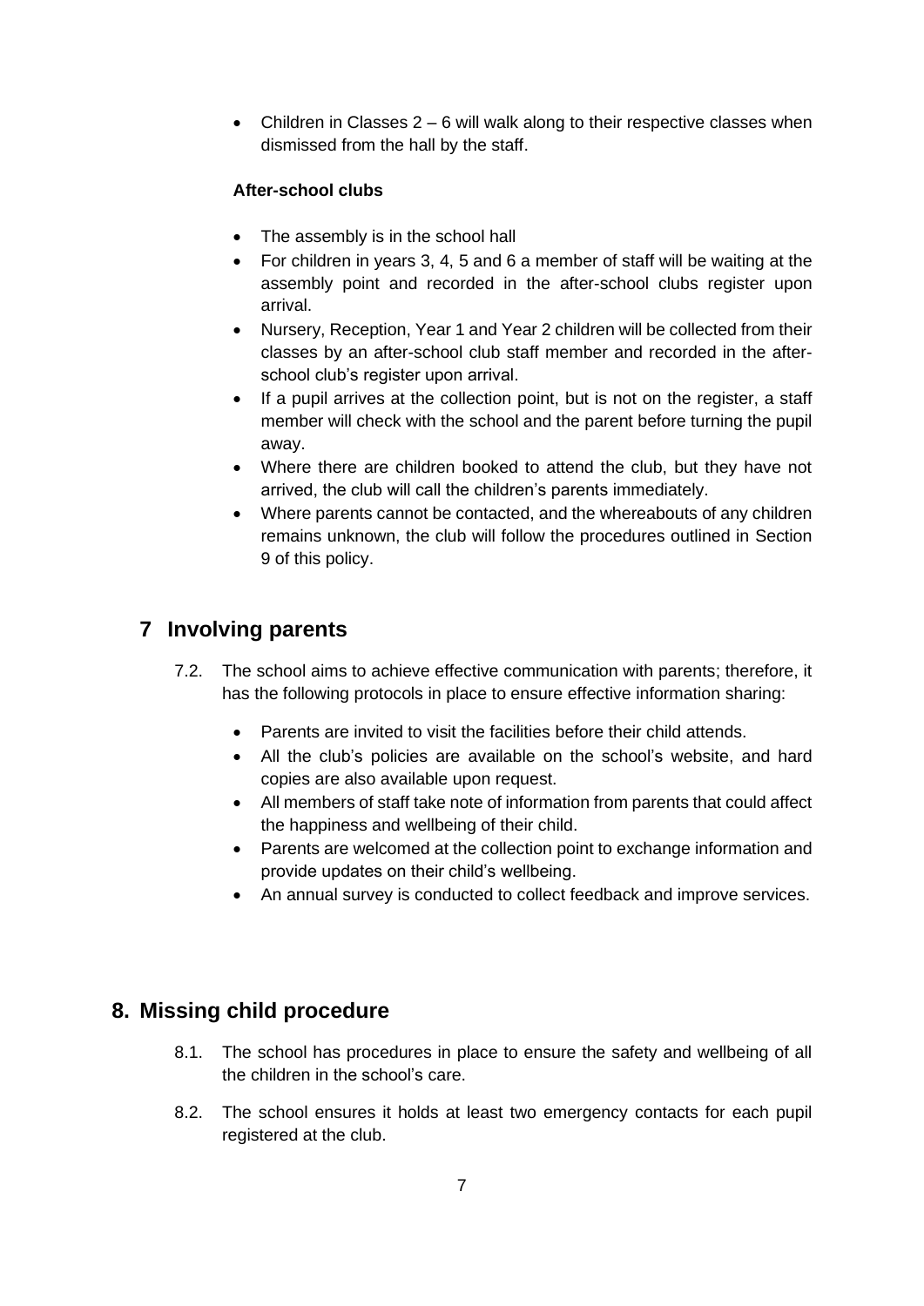- Children in Classes 2 – 6 will walk along to their respective classes when dismissed from the hall by the staff.

**After-school clubs**

- The assembly is in the school hall
- For children in years 3, 4, 5 and 6 a member of staff will be waiting at the assembly point and recorded in the after-school clubs register upon arrival.
- Nursery, Reception, Year 1 and Year 2 children will be collected from their classes by an after-school club staff member and recorded in the after-school club's register upon arrival.
- If a pupil arrives at the collection point, but is not on the register, a staff member will check with the school and the parent before turning the pupil away.
- Where there are children booked to attend the club, but they have not arrived, the club will call the children's parents immediately.
- Where parents cannot be contacted, and the whereabouts of any children remains unknown, the club will follow the procedures outlined in Section 9 of this policy.

## 7 Involving parents

7.2. The school aims to achieve effective communication with parents; therefore, it has the following protocols in place to ensure effective information sharing:

- Parents are invited to visit the facilities before their child attends.
- All the club's policies are available on the school's website, and hard copies are also available upon request.
- All members of staff take note of information from parents that could affect the happiness and wellbeing of their child.
- Parents are welcomed at the collection point to exchange information and provide updates on their child's wellbeing.
- An annual survey is conducted to collect feedback and improve services.

## 8. Missing child procedure

8.1. The school has procedures in place to ensure the safety and wellbeing of all the children in the school's care.

8.2. The school ensures it holds at least two emergency contacts for each pupil registered at the club.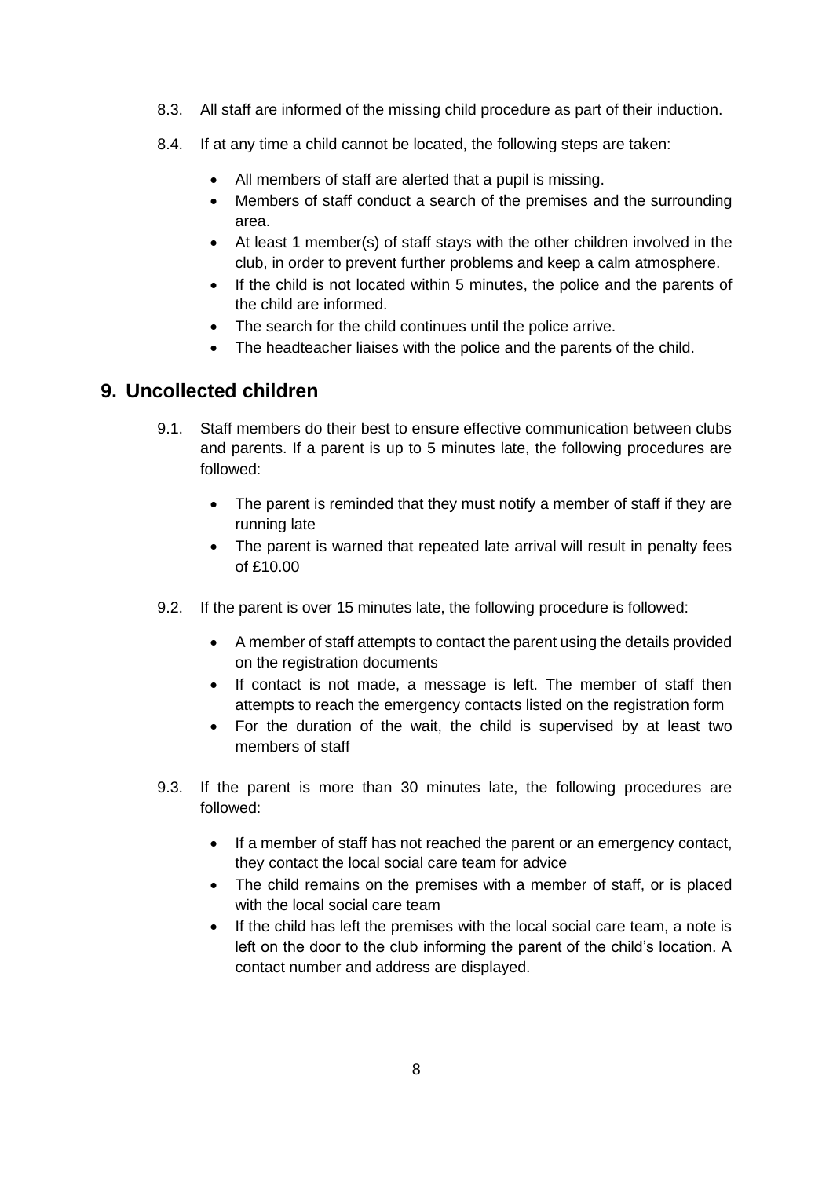8.3. All staff are informed of the missing child procedure as part of their induction.

8.4. If at any time a child cannot be located, the following steps are taken:

- All members of staff are alerted that a pupil is missing.
- Members of staff conduct a search of the premises and the surrounding area.
- At least 1 member(s) of staff stays with the other children involved in the club, in order to prevent further problems and keep a calm atmosphere.
- If the child is not located within 5 minutes, the police and the parents of the child are informed.
- The search for the child continues until the police arrive.
- The headteacher liaises with the police and the parents of the child.

## 9. Uncollected children

9.1. Staff members do their best to ensure effective communication between clubs and parents. If a parent is up to 5 minutes late, the following procedures are followed:

- The parent is reminded that they must notify a member of staff if they are running late
- The parent is warned that repeated late arrival will result in penalty fees of £10.00

9.2. If the parent is over 15 minutes late, the following procedure is followed:

- A member of staff attempts to contact the parent using the details provided on the registration documents
- If contact is not made, a message is left. The member of staff then attempts to reach the emergency contacts listed on the registration form
- For the duration of the wait, the child is supervised by at least two members of staff

9.3. If the parent is more than 30 minutes late, the following procedures are followed:

- If a member of staff has not reached the parent or an emergency contact, they contact the local social care team for advice
- The child remains on the premises with a member of staff, or is placed with the local social care team
- If the child has left the premises with the local social care team, a note is left on the door to the club informing the parent of the child's location. A contact number and address are displayed.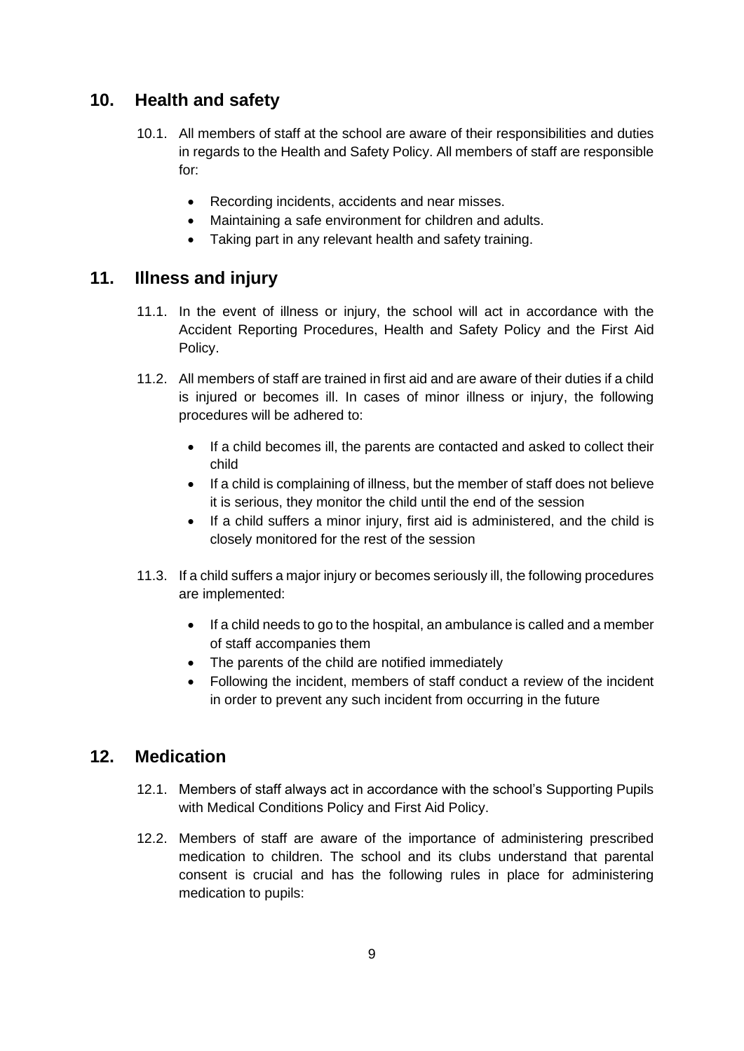## 10. Health and safety

10.1. All members of staff at the school are aware of their responsibilities and duties in regards to the Health and Safety Policy. All members of staff are responsible for:

- Recording incidents, accidents and near misses.
- Maintaining a safe environment for children and adults.
- Taking part in any relevant health and safety training.

## 11. Illness and injury

11.1. In the event of illness or injury, the school will act in accordance with the Accident Reporting Procedures, Health and Safety Policy and the First Aid Policy.

11.2. All members of staff are trained in first aid and are aware of their duties if a child is injured or becomes ill. In cases of minor illness or injury, the following procedures will be adhered to:

- If a child becomes ill, the parents are contacted and asked to collect their child
- If a child is complaining of illness, but the member of staff does not believe it is serious, they monitor the child until the end of the session
- If a child suffers a minor injury, first aid is administered, and the child is closely monitored for the rest of the session

11.3. If a child suffers a major injury or becomes seriously ill, the following procedures are implemented:

- If a child needs to go to the hospital, an ambulance is called and a member of staff accompanies them
- The parents of the child are notified immediately
- Following the incident, members of staff conduct a review of the incident in order to prevent any such incident from occurring in the future

## 12. Medication

12.1. Members of staff always act in accordance with the school's Supporting Pupils with Medical Conditions Policy and First Aid Policy.

12.2. Members of staff are aware of the importance of administering prescribed medication to children. The school and its clubs understand that parental consent is crucial and has the following rules in place for administering medication to pupils: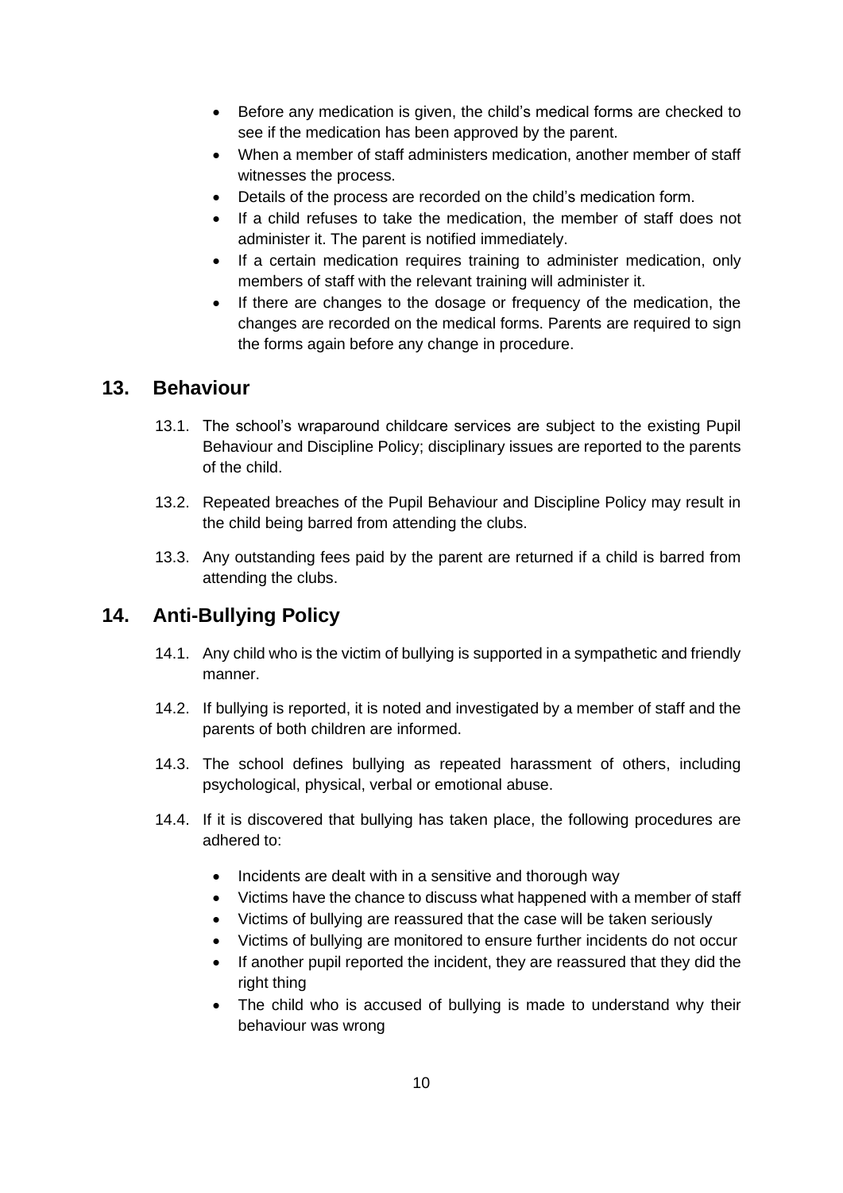- Before any medication is given, the child's medical forms are checked to see if the medication has been approved by the parent.
- When a member of staff administers medication, another member of staff witnesses the process.
- Details of the process are recorded on the child's medication form.
- If a child refuses to take the medication, the member of staff does not administer it. The parent is notified immediately.
- If a certain medication requires training to administer medication, only members of staff with the relevant training will administer it.
- If there are changes to the dosage or frequency of the medication, the changes are recorded on the medical forms. Parents are required to sign the forms again before any change in procedure.

## 13. Behaviour

13.1. The school's wraparound childcare services are subject to the existing Pupil Behaviour and Discipline Policy; disciplinary issues are reported to the parents of the child.

13.2. Repeated breaches of the Pupil Behaviour and Discipline Policy may result in the child being barred from attending the clubs.

13.3. Any outstanding fees paid by the parent are returned if a child is barred from attending the clubs.

## 14. Anti-Bullying Policy

14.1. Any child who is the victim of bullying is supported in a sympathetic and friendly manner.

14.2. If bullying is reported, it is noted and investigated by a member of staff and the parents of both children are informed.

14.3. The school defines bullying as repeated harassment of others, including psychological, physical, verbal or emotional abuse.

14.4. If it is discovered that bullying has taken place, the following procedures are adhered to:

- Incidents are dealt with in a sensitive and thorough way
- Victims have the chance to discuss what happened with a member of staff
- Victims of bullying are reassured that the case will be taken seriously
- Victims of bullying are monitored to ensure further incidents do not occur
- If another pupil reported the incident, they are reassured that they did the right thing
- The child who is accused of bullying is made to understand why their behaviour was wrong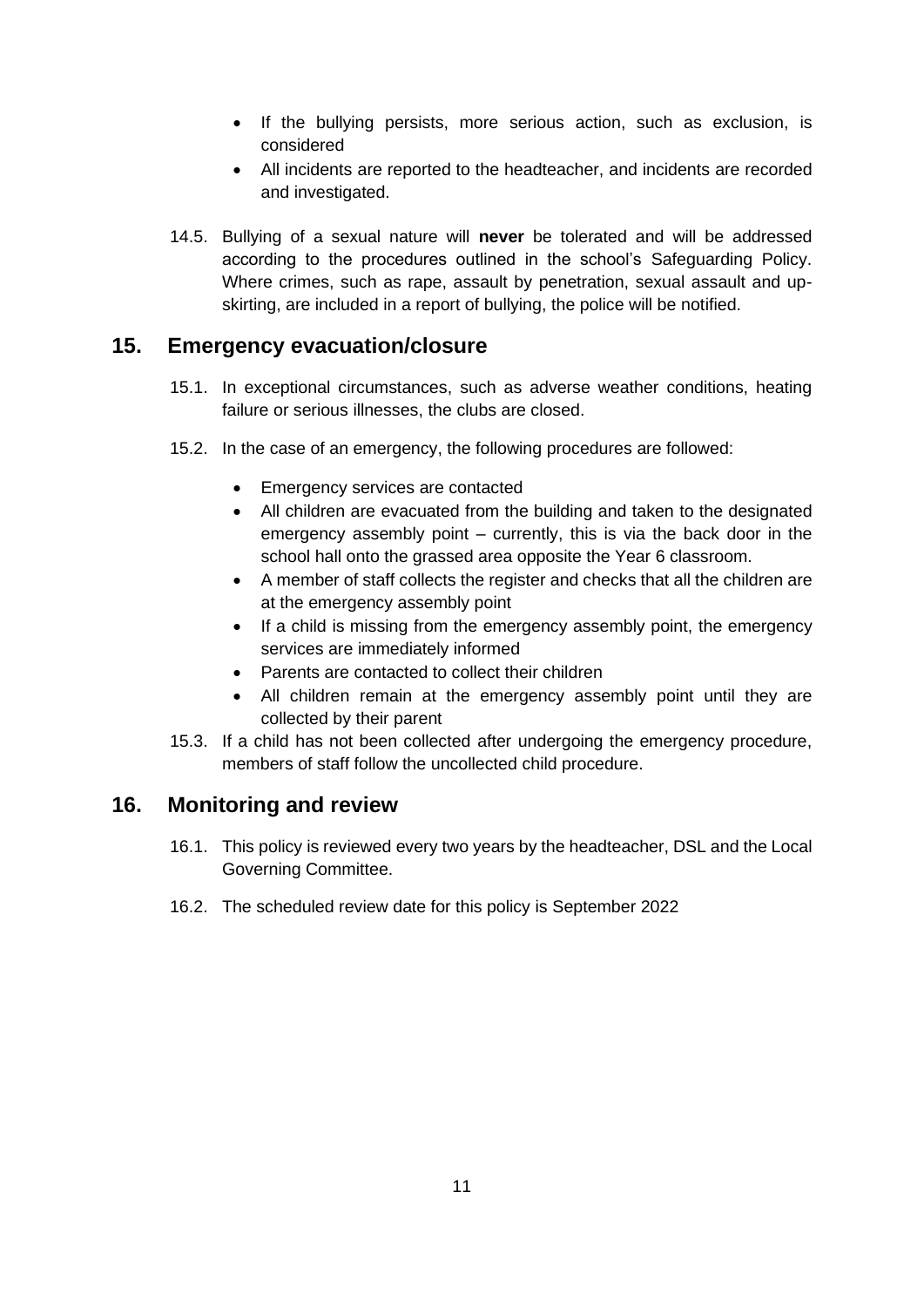- If the bullying persists, more serious action, such as exclusion, is considered
- All incidents are reported to the headteacher, and incidents are recorded and investigated.

14.5. Bullying of a sexual nature will **never** be tolerated and will be addressed according to the procedures outlined in the school's Safeguarding Policy. Where crimes, such as rape, assault by penetration, sexual assault and up-skirting, are included in a report of bullying, the police will be notified.

## 15. Emergency evacuation/closure

15.1. In exceptional circumstances, such as adverse weather conditions, heating failure or serious illnesses, the clubs are closed.

15.2. In the case of an emergency, the following procedures are followed:

- Emergency services are contacted
- All children are evacuated from the building and taken to the designated emergency assembly point – currently, this is via the back door in the school hall onto the grassed area opposite the Year 6 classroom.
- A member of staff collects the register and checks that all the children are at the emergency assembly point
- If a child is missing from the emergency assembly point, the emergency services are immediately informed
- Parents are contacted to collect their children
- All children remain at the emergency assembly point until they are collected by their parent

15.3. If a child has not been collected after undergoing the emergency procedure, members of staff follow the uncollected child procedure.

## 16. Monitoring and review

16.1. This policy is reviewed every two years by the headteacher, DSL and the Local Governing Committee.

16.2. The scheduled review date for this policy is September 2022